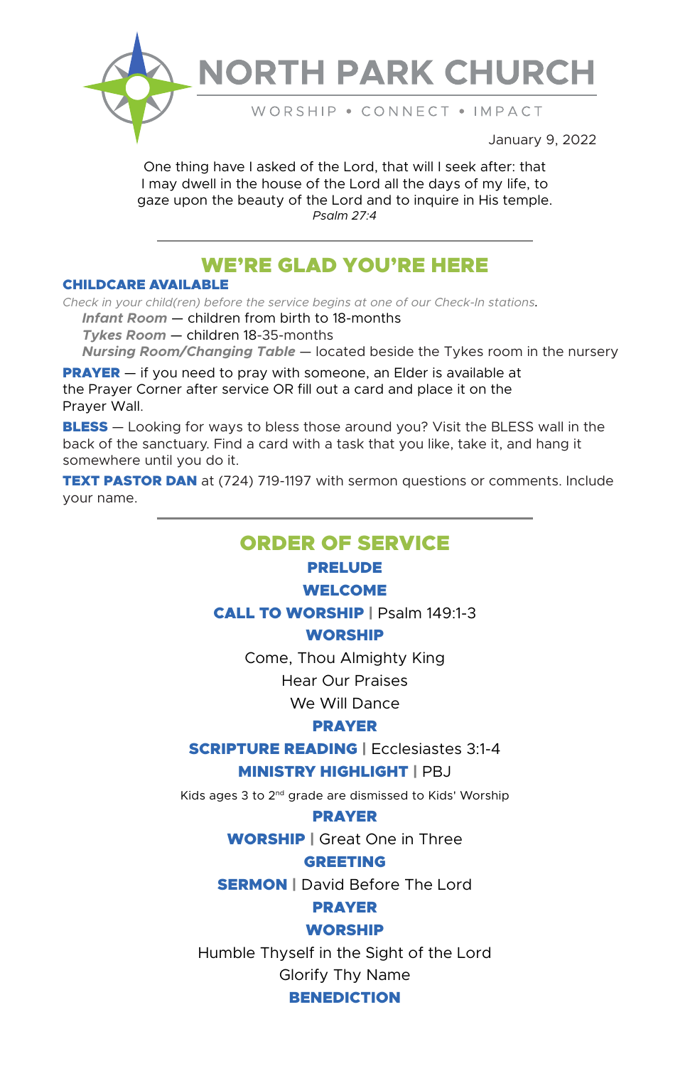# NORTH PARK CHURCH

WORSHIP • CONNECT • IMPACT

January 9, 2022

One thing have I asked of the Lord, that will I seek after: that I may dwell in the house of the Lord all the days of my life, to gaze upon the beauty of the Lord and to inquire in His temple.
*Psalm 27:4*

---

## WE'RE GLAD YOU'RE HERE

### CHILDCARE AVAILABLE

*Check in your child(ren) before the service begins at one of our Check-In stations.*

- ***Infant Room*** — children from birth to 18-months
- ***Tykes Room*** — children 18-35-months
- ***Nursing Room/Changing Table*** — located beside the Tykes room in the nursery

**PRAYER** — if you need to pray with someone, an Elder is available at the Prayer Corner after service OR fill out a card and place it on the Prayer Wall.

**BLESS** — Looking for ways to bless those around you? Visit the BLESS wall in the back of the sanctuary. Find a card with a task that you like, take it, and hang it somewhere until you do it.

**TEXT PASTOR DAN** at (724) 719-1197 with sermon questions or comments. Include your name.

---

## ORDER OF SERVICE

**PRELUDE**

**WELCOME**

**CALL TO WORSHIP** | Psalm 149:1-3

**WORSHIP**

Come, Thou Almighty King

Hear Our Praises

We Will Dance

**PRAYER**

**SCRIPTURE READING** | Ecclesiastes 3:1-4

**MINISTRY HIGHLIGHT** | PBJ

Kids ages 3 to 2nd grade are dismissed to Kids' Worship

**PRAYER**

**WORSHIP** | Great One in Three

**GREETING**

**SERMON** | David Before The Lord

**PRAYER**

**WORSHIP**

Humble Thyself in the Sight of the Lord

Glorify Thy Name

**BENEDICTION**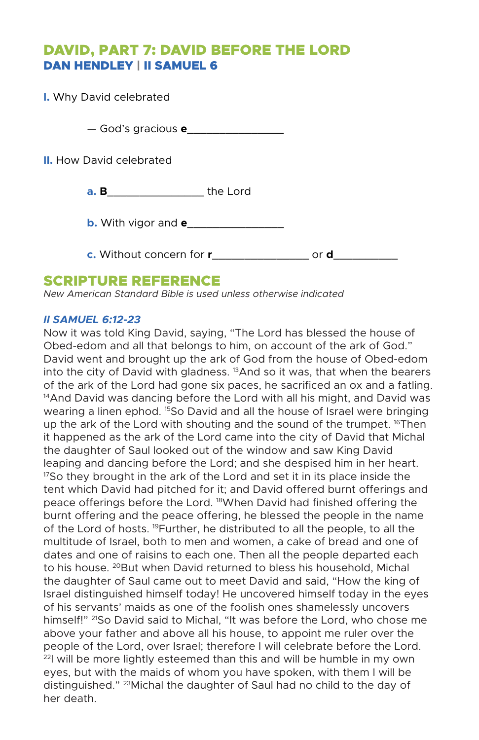# DAVID, PART 7: DAVID BEFORE THE LORD

## DAN HENDLEY | II SAMUEL 6

**I.** Why David celebrated

— God's gracious **e**________________

**II.** How David celebrated

**a. B**________________ the Lord

**b.** With vigor and **e**________________

**c.** Without concern for **r**________________ or **d**___________

## SCRIPTURE REFERENCE

*New American Standard Bible is used unless otherwise indicated*

### *II SAMUEL 6:12-23*

Now it was told King David, saying, "The Lord has blessed the house of Obed-edom and all that belongs to him, on account of the ark of God." David went and brought up the ark of God from the house of Obed-edom into the city of David with gladness. [13]And so it was, that when the bearers of the ark of the Lord had gone six paces, he sacrificed an ox and a fatling. [14]And David was dancing before the Lord with all his might, and David was wearing a linen ephod. [15]So David and all the house of Israel were bringing up the ark of the Lord with shouting and the sound of the trumpet. [16]Then it happened as the ark of the Lord came into the city of David that Michal the daughter of Saul looked out of the window and saw King David leaping and dancing before the Lord; and she despised him in her heart. [17]So they brought in the ark of the Lord and set it in its place inside the tent which David had pitched for it; and David offered burnt offerings and peace offerings before the Lord. [18]When David had finished offering the burnt offering and the peace offering, he blessed the people in the name of the Lord of hosts. [19]Further, he distributed to all the people, to all the multitude of Israel, both to men and women, a cake of bread and one of dates and one of raisins to each one. Then all the people departed each to his house. [20]But when David returned to bless his household, Michal the daughter of Saul came out to meet David and said, "How the king of Israel distinguished himself today! He uncovered himself today in the eyes of his servants' maids as one of the foolish ones shamelessly uncovers himself!" [21]So David said to Michal, "It was before the Lord, who chose me above your father and above all his house, to appoint me ruler over the people of the Lord, over Israel; therefore I will celebrate before the Lord. [22]I will be more lightly esteemed than this and will be humble in my own eyes, but with the maids of whom you have spoken, with them I will be distinguished." [23]Michal the daughter of Saul had no child to the day of her death.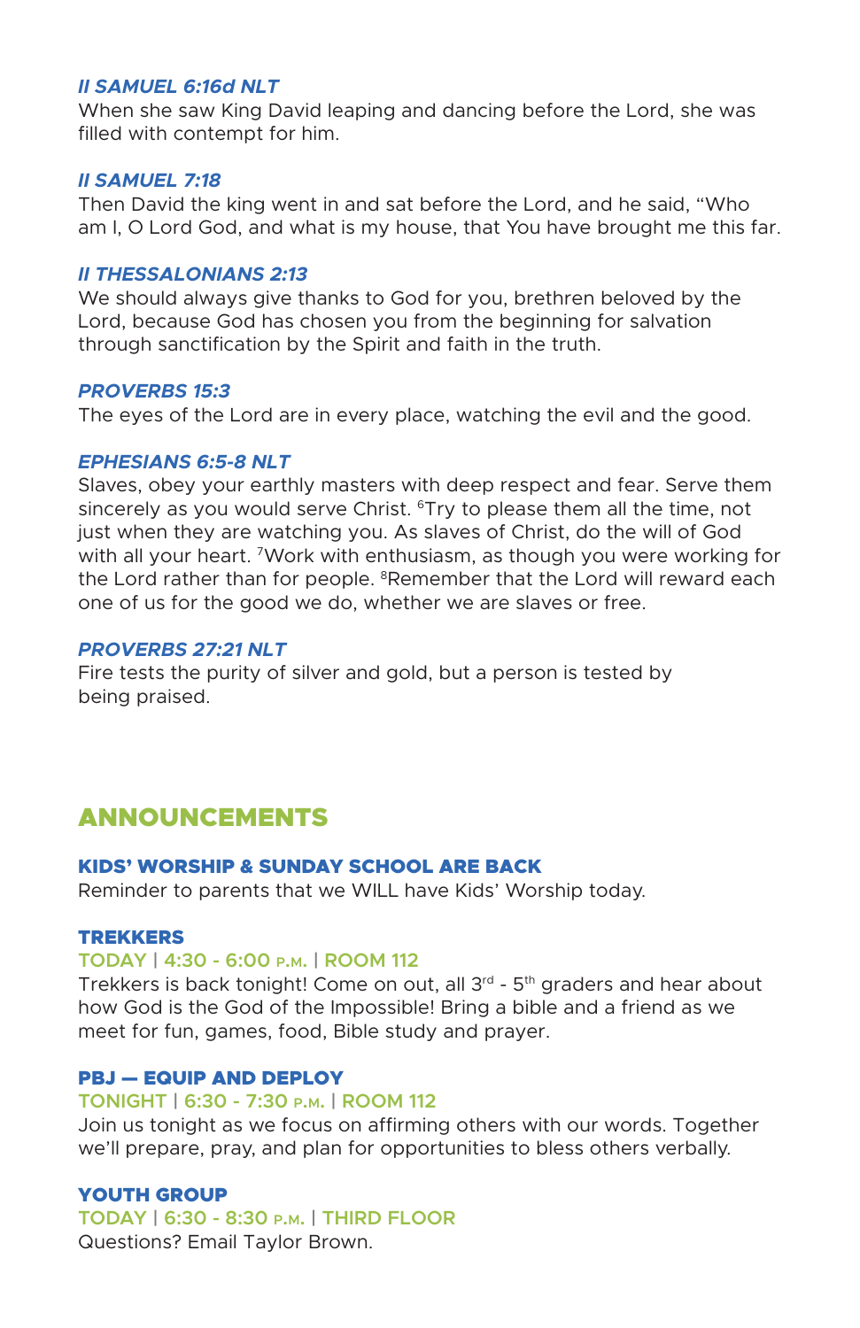***II SAMUEL 6:16d NLT***

When she saw King David leaping and dancing before the Lord, she was filled with contempt for him.

***II SAMUEL 7:18***

Then David the king went in and sat before the Lord, and he said, “Who am I, O Lord God, and what is my house, that You have brought me this far.

***II THESSALONIANS 2:13***

We should always give thanks to God for you, brethren beloved by the Lord, because God has chosen you from the beginning for salvation through sanctification by the Spirit and faith in the truth.

***PROVERBS 15:3***

The eyes of the Lord are in every place, watching the evil and the good.

***EPHESIANS 6:5-8 NLT***

Slaves, obey your earthly masters with deep respect and fear. Serve them sincerely as you would serve Christ. [6]Try to please them all the time, not just when they are watching you. As slaves of Christ, do the will of God with all your heart. [7]Work with enthusiasm, as though you were working for the Lord rather than for people. [8]Remember that the Lord will reward each one of us for the good we do, whether we are slaves or free.

***PROVERBS 27:21 NLT***

Fire tests the purity of silver and gold, but a person is tested by being praised.

## ANNOUNCEMENTS

### KIDS' WORSHIP & SUNDAY SCHOOL ARE BACK

Reminder to parents that we WILL have Kids' Worship today.

### TREKKERS

**TODAY | 4:30 - 6:00 P.M. | ROOM 112**

Trekkers is back tonight! Come on out, all 3rd - 5th graders and hear about how God is the God of the Impossible! Bring a bible and a friend as we meet for fun, games, food, Bible study and prayer.

### PBJ — EQUIP AND DEPLOY

**TONIGHT | 6:30 - 7:30 P.M. | ROOM 112**

Join us tonight as we focus on affirming others with our words. Together we'll prepare, pray, and plan for opportunities to bless others verbally.

### YOUTH GROUP

**TODAY | 6:30 - 8:30 P.M. | THIRD FLOOR**

Questions? Email Taylor Brown.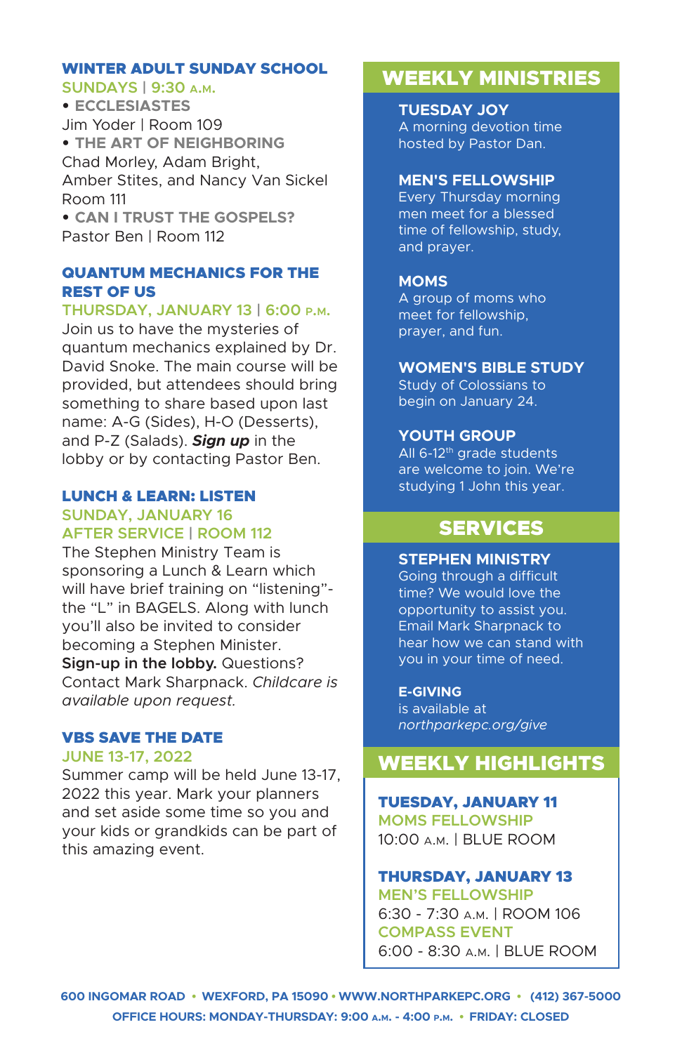## WINTER ADULT SUNDAY SCHOOL

SUNDAYS | 9:30 A.M.

- **ECCLESIASTES**

Jim Yoder | Room 109

- **THE ART OF NEIGHBORING**

Chad Morley, Adam Bright, Amber Stites, and Nancy Van Sickel
Room 111

- **CAN I TRUST THE GOSPELS?**

Pastor Ben | Room 112

## QUANTUM MECHANICS FOR THE REST OF US

THURSDAY, JANUARY 13 | 6:00 P.M.

Join us to have the mysteries of quantum mechanics explained by Dr. David Snoke. The main course will be provided, but attendees should bring something to share based upon last name: A-G (Sides), H-O (Desserts), and P-Z (Salads). ***Sign up*** in the lobby or by contacting Pastor Ben.

## LUNCH & LEARN: LISTEN

SUNDAY, JANUARY 16
AFTER SERVICE | ROOM 112

The Stephen Ministry Team is sponsoring a Lunch & Learn which will have brief training on "listening"- the "L" in BAGELS. Along with lunch you'll also be invited to consider becoming a Stephen Minister. **Sign-up in the lobby.** Questions? Contact Mark Sharpnack. *Childcare is available upon request.*

## VBS SAVE THE DATE

JUNE 13-17, 2022

Summer camp will be held June 13-17, 2022 this year. Mark your planners and set aside some time so you and your kids or grandkids can be part of this amazing event.

## WEEKLY MINISTRIES

**TUESDAY JOY**
A morning devotion time hosted by Pastor Dan.

**MEN'S FELLOWSHIP**
Every Thursday morning men meet for a blessed time of fellowship, study, and prayer.

**MOMS**
A group of moms who meet for fellowship, prayer, and fun.

**WOMEN'S BIBLE STUDY**
Study of Colossians to begin on January 24.

**YOUTH GROUP**
All 6-12th grade students are welcome to join. We're studying 1 John this year.

## SERVICES

**STEPHEN MINISTRY**
Going through a difficult time? We would love the opportunity to assist you. Email Mark Sharpnack to hear how we can stand with you in your time of need.

**E-GIVING**
is available at *northparkepc.org/give*

## WEEKLY HIGHLIGHTS

**TUESDAY, JANUARY 11**
MOMS FELLOWSHIP
10:00 A.M. | BLUE ROOM

**THURSDAY, JANUARY 13**
MEN'S FELLOWSHIP
6:30 - 7:30 A.M. | ROOM 106
COMPASS EVENT
6:00 - 8:30 A.M. | BLUE ROOM

600 INGOMAR ROAD • WEXFORD, PA 15090 • WWW.NORTHPARKEPC.ORG • (412) 367-5000
OFFICE HOURS: MONDAY-THURSDAY: 9:00 A.M. - 4:00 P.M. • FRIDAY: CLOSED